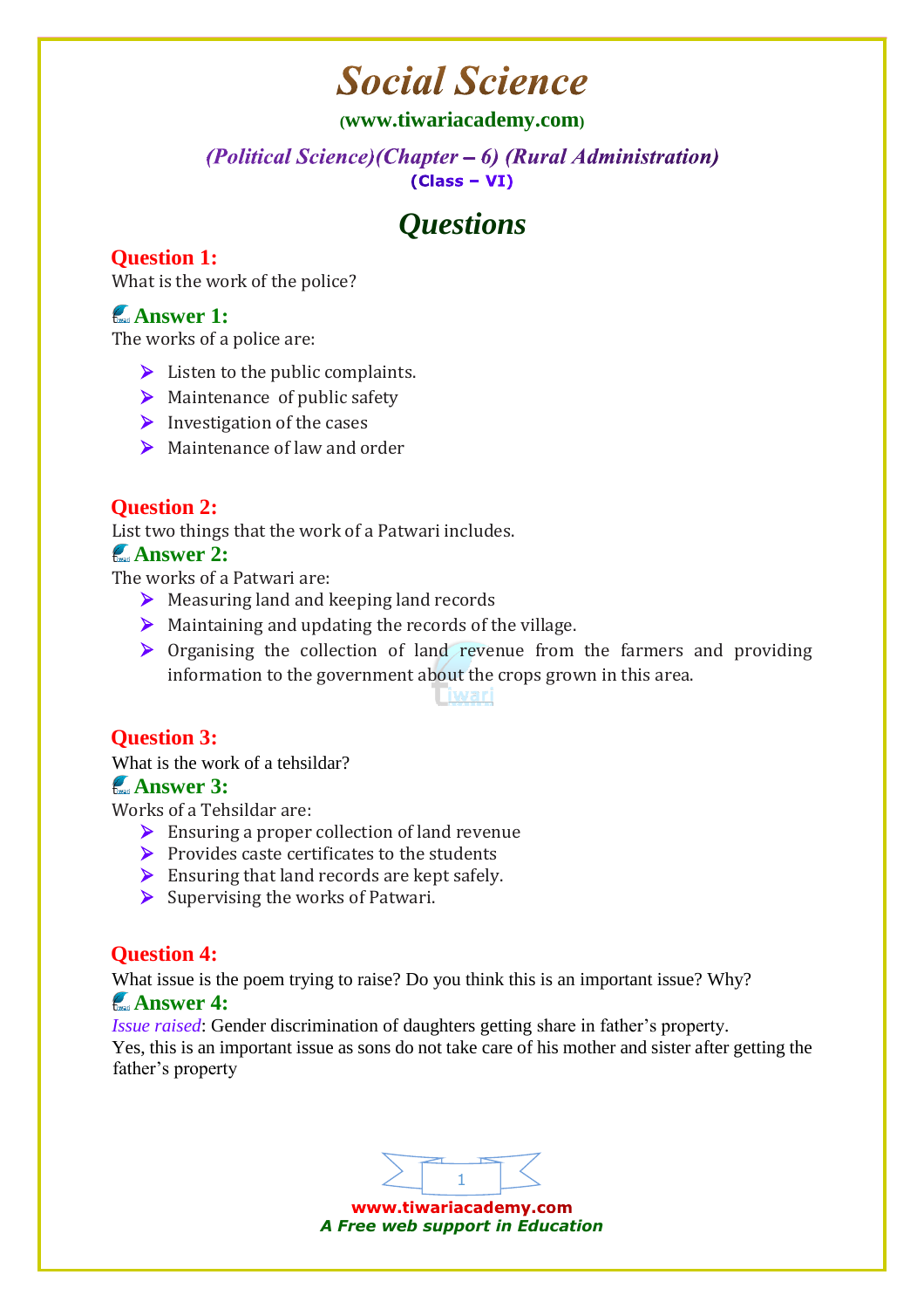# Social Science

(www.tiwariacademy.com)

*(Political Science)(Chapter – 6) (Rural Administration)*

**(Class – VI)**

## Questions

**Question 1:**

What is the work of the police?

**Answer 1:**

The works of a police are:

- Listen to the public complaints.
- Maintenance of public safety
- Investigation of the cases
- Maintenance of law and order

**Question 2:**

List two things that the work of a Patwari includes.

**Answer 2:**

The works of a Patwari are:

- Measuring land and keeping land records
- Maintaining and updating the records of the village.
- Organising the collection of land revenue from the farmers and providing information to the government about the crops grown in this area.

**Question 3:**

What is the work of a tehsildar?

**Answer 3:**

Works of a Tehsildar are:

- Ensuring a proper collection of land revenue
- Provides caste certificates to the students
- Ensuring that land records are kept safely.
- Supervising the works of Patwari.

**Question 4:**

What issue is the poem trying to raise? Do you think this is an important issue? Why?

**Answer 4:**

*Issue raised*: Gender discrimination of daughters getting share in father's property.

Yes, this is an important issue as sons do not take care of his mother and sister after getting the father's property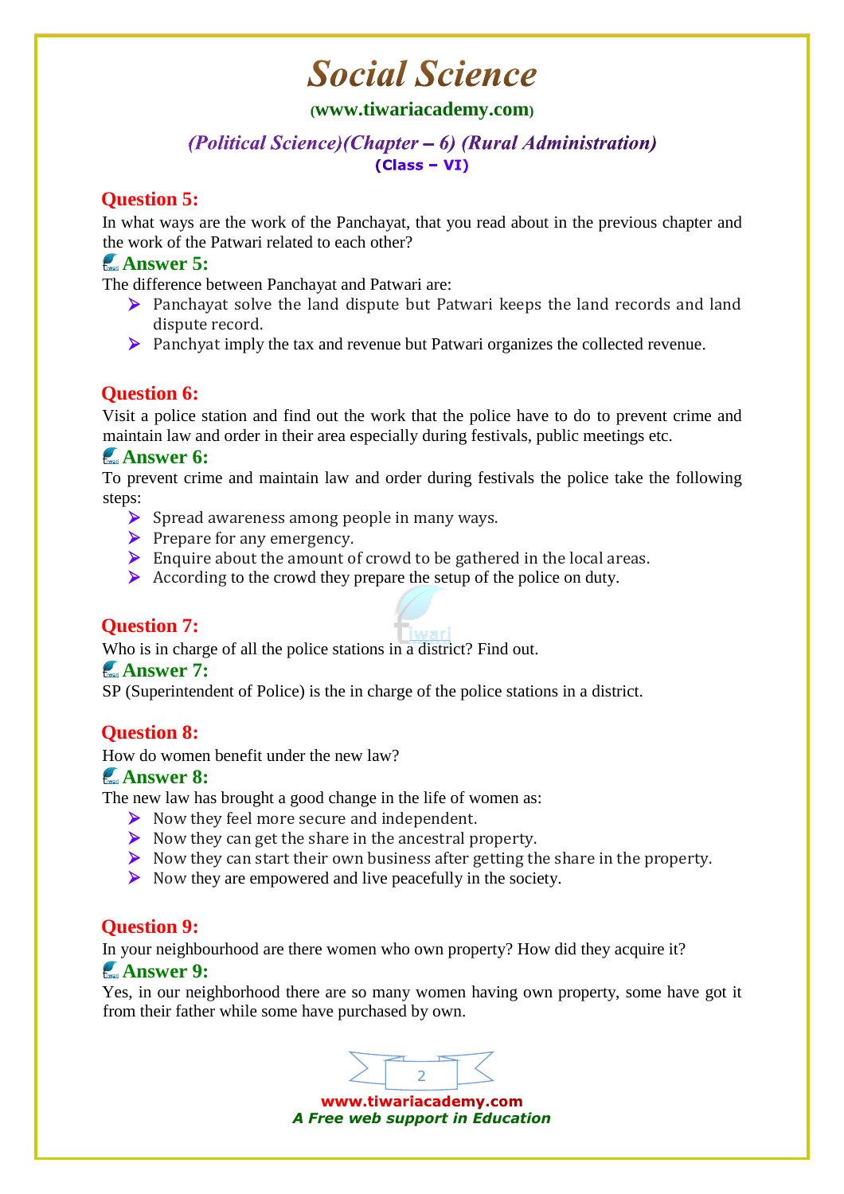# Social Science

(www.tiwariacademy.com)

*(Political Science)(Chapter – 6) (Rural Administration)*

**(Class – VI)**

## Question 5:

In what ways are the work of the Panchayat, that you read about in the previous chapter and the work of the Patwari related to each other?

### Answer 5:

The difference between Panchayat and Patwari are:

- Panchayat solve the land dispute but Patwari keeps the land records and land dispute record.
- Panchyat imply the tax and revenue but Patwari organizes the collected revenue.

## Question 6:

Visit a police station and find out the work that the police have to do to prevent crime and maintain law and order in their area especially during festivals, public meetings etc.

### Answer 6:

To prevent crime and maintain law and order during festivals the police take the following steps:

- Spread awareness among people in many ways.
- Prepare for any emergency.
- Enquire about the amount of crowd to be gathered in the local areas.
- According to the crowd they prepare the setup of the police on duty.

## Question 7:

Who is in charge of all the police stations in a district? Find out.

### Answer 7:

SP (Superintendent of Police) is the in charge of the police stations in a district.

## Question 8:

How do women benefit under the new law?

### Answer 8:

The new law has brought a good change in the life of women as:

- Now they feel more secure and independent.
- Now they can get the share in the ancestral property.
- Now they can start their own business after getting the share in the property.
- Now they are empowered and live peacefully in the society.

## Question 9:

In your neighbourhood are there women who own property? How did they acquire it?

### Answer 9:

Yes, in our neighborhood there are so many women having own property, some have got it from their father while some have purchased by own.